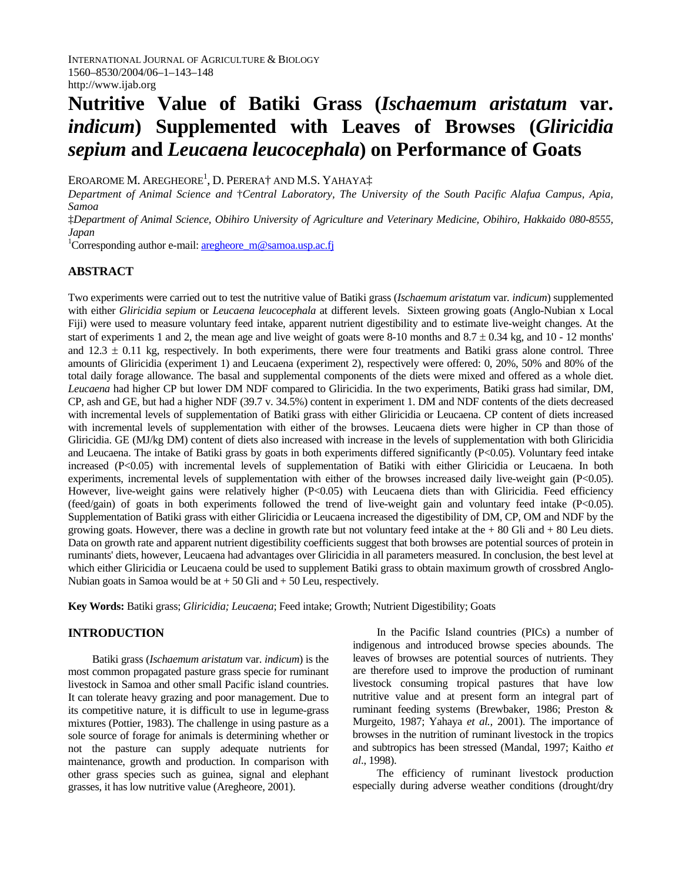# Nutritive Value of Batiki Grass (*Ischaemum aristatum* var. *indicum*) Supplemented with Leaves of Browses (*Gliricidia sepium* and *Leucaena leucocephala*) on Performance of Goats

EROAROME M. AREGHEORE[1], D. PERERA† AND M.S. YAHAYA‡

*Department of Animal Science and †Central Laboratory, The University of the South Pacific Alafua Campus, Apia, Samoa*

*‡Department of Animal Science, Obihiro University of Agriculture and Veterinary Medicine, Obihiro, Hakkaido 080-8555, Japan*

[1]Corresponding author e-mail: aregheore_m@samoa.usp.ac.fj

## ABSTRACT

Two experiments were carried out to test the nutritive value of Batiki grass (*Ischaemum aristatum* var. *indicum*) supplemented with either *Gliricidia sepium* or *Leucaena leucocephala* at different levels. Sixteen growing goats (Anglo-Nubian x Local Fiji) were used to measure voluntary feed intake, apparent nutrient digestibility and to estimate live-weight changes. At the start of experiments 1 and 2, the mean age and live weight of goats were 8-10 months and $8.7 \pm 0.34$ kg, and 10 - 12 months' and $12.3 \pm 0.11$ kg, respectively. In both experiments, there were four treatments and Batiki grass alone control. Three amounts of Gliricidia (experiment 1) and Leucaena (experiment 2), respectively were offered: 0, 20%, 50% and 80% of the total daily forage allowance. The basal and supplemental components of the diets were mixed and offered as a whole diet. *Leucaena* had higher CP but lower DM NDF compared to Gliricidia. In the two experiments, Batiki grass had similar, DM, CP, ash and GE, but had a higher NDF (39.7 v. 34.5%) content in experiment 1. DM and NDF contents of the diets decreased with incremental levels of supplementation of Batiki grass with either Gliricidia or Leucaena. CP content of diets increased with incremental levels of supplementation with either of the browses. Leucaena diets were higher in CP than those of Gliricidia. GE (MJ/kg DM) content of diets also increased with increase in the levels of supplementation with both Gliricidia and Leucaena. The intake of Batiki grass by goats in both experiments differed significantly ($P<0.05$). Voluntary feed intake increased ($P<0.05$) with incremental levels of supplementation of Batiki with either Gliricidia or Leucaena. In both experiments, incremental levels of supplementation with either of the browses increased daily live-weight gain ($P<0.05$). However, live-weight gains were relatively higher ($P<0.05$) with Leucaena diets than with Gliricidia. Feed efficiency (feed/gain) of goats in both experiments followed the trend of live-weight gain and voluntary feed intake ($P<0.05$). Supplementation of Batiki grass with either Gliricidia or Leucaena increased the digestibility of DM, CP, OM and NDF by the growing goats. However, there was a decline in growth rate but not voluntary feed intake at the + 80 Gli and + 80 Leu diets. Data on growth rate and apparent nutrient digestibility coefficients suggest that both browses are potential sources of protein in ruminants' diets, however, Leucaena had advantages over Gliricidia in all parameters measured. In conclusion, the best level at which either Gliricidia or Leucaena could be used to supplement Batiki grass to obtain maximum growth of crossbred Anglo-Nubian goats in Samoa would be at + 50 Gli and + 50 Leu, respectively.

**Key Words:** Batiki grass; *Gliricidia; Leucaena*; Feed intake; Growth; Nutrient Digestibility; Goats

## INTRODUCTION

Batiki grass (*Ischaemum aristatum* var. *indicum*) is the most common propagated pasture grass specie for ruminant livestock in Samoa and other small Pacific island countries. It can tolerate heavy grazing and poor management. Due to its competitive nature, it is difficult to use in legume-grass mixtures (Pottier, 1983). The challenge in using pasture as a sole source of forage for animals is determining whether or not the pasture can supply adequate nutrients for maintenance, growth and production. In comparison with other grass species such as guinea, signal and elephant grasses, it has low nutritive value (Aregheore, 2001).

In the Pacific Island countries (PICs) a number of indigenous and introduced browse species abounds. The leaves of browses are potential sources of nutrients. They are therefore used to improve the production of ruminant livestock consuming tropical pastures that have low nutritive value and at present form an integral part of ruminant feeding systems (Brewbaker, 1986; Preston & Murgeito, 1987; Yahaya *et al.,* 2001). The importance of browses in the nutrition of ruminant livestock in the tropics and subtropics has been stressed (Mandal, 1997; Kaitho *et al*., 1998).

The efficiency of ruminant livestock production especially during adverse weather conditions (drought/dry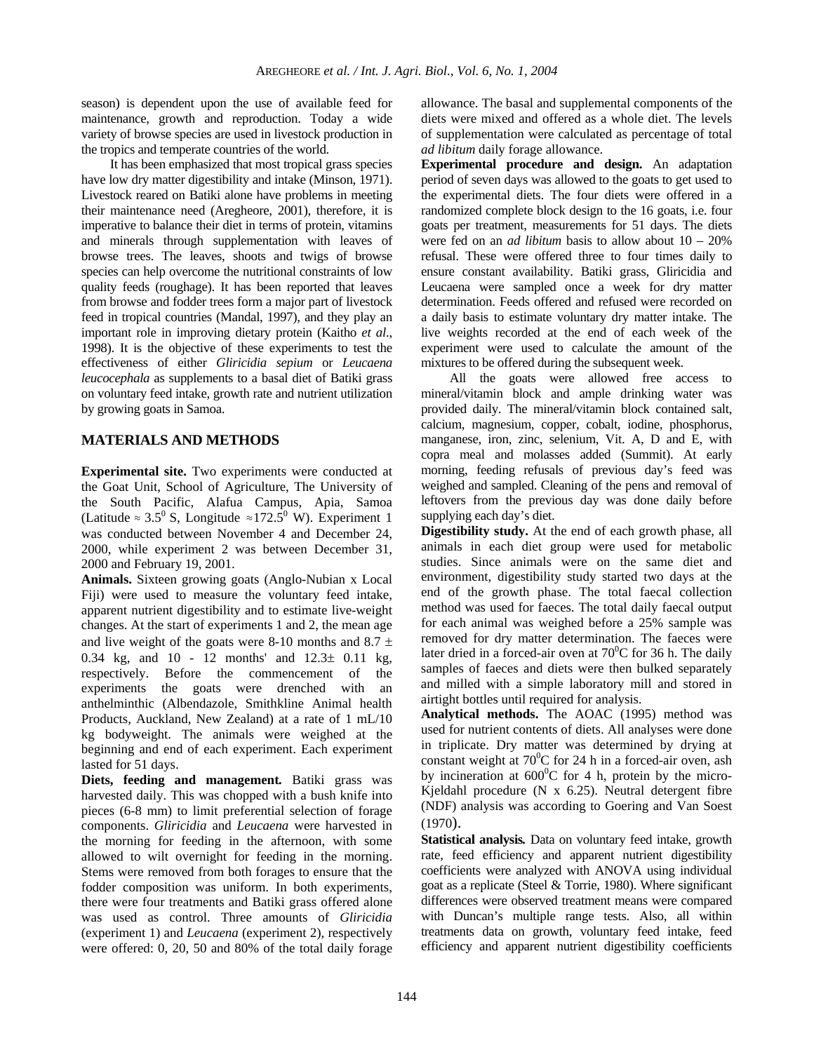season) is dependent upon the use of available feed for maintenance, growth and reproduction. Today a wide variety of browse species are used in livestock production in the tropics and temperate countries of the world.

It has been emphasized that most tropical grass species have low dry matter digestibility and intake (Minson, 1971). Livestock reared on Batiki alone have problems in meeting their maintenance need (Aregheore, 2001), therefore, it is imperative to balance their diet in terms of protein, vitamins and minerals through supplementation with leaves of browse trees. The leaves, shoots and twigs of browse species can help overcome the nutritional constraints of low quality feeds (roughage). It has been reported that leaves from browse and fodder trees form a major part of livestock feed in tropical countries (Mandal, 1997), and they play an important role in improving dietary protein (Kaitho *et al*., 1998). It is the objective of these experiments to test the effectiveness of either *Gliricidia sepium* or *Leucaena leucocephala* as supplements to a basal diet of Batiki grass on voluntary feed intake, growth rate and nutrient utilization by growing goats in Samoa.

## MATERIALS AND METHODS

**Experimental site.** Two experiments were conducted at the Goat Unit, School of Agriculture, The University of the South Pacific, Alafua Campus, Apia, Samoa (Latitude ≈ $3.5^0$ S, Longitude ≈$172.5^0$ W). Experiment 1 was conducted between November 4 and December 24, 2000, while experiment 2 was between December 31, 2000 and February 19, 2001.

**Animals.** Sixteen growing goats (Anglo-Nubian x Local Fiji) were used to measure the voluntary feed intake, apparent nutrient digestibility and to estimate live-weight changes. At the start of experiments 1 and 2, the mean age and live weight of the goats were 8-10 months and 8.7 ± 0.34 kg, and 10 - 12 months' and 12.3± 0.11 kg, respectively. Before the commencement of the experiments the goats were drenched with an anthelminthic (Albendazole, Smithkline Animal health Products, Auckland, New Zealand) at a rate of 1 mL/10 kg bodyweight. The animals were weighed at the beginning and end of each experiment. Each experiment lasted for 51 days.

**Diets, feeding and management.** Batiki grass was harvested daily. This was chopped with a bush knife into pieces (6-8 mm) to limit preferential selection of forage components. *Gliricidia* and *Leucaena* were harvested in the morning for feeding in the afternoon, with some allowed to wilt overnight for feeding in the morning. Stems were removed from both forages to ensure that the fodder composition was uniform. In both experiments, there were four treatments and Batiki grass offered alone was used as control. Three amounts of *Gliricidia* (experiment 1) and *Leucaena* (experiment 2), respectively were offered: 0, 20, 50 and 80% of the total daily forage allowance. The basal and supplemental components of the diets were mixed and offered as a whole diet. The levels of supplementation were calculated as percentage of total *ad libitum* daily forage allowance.

**Experimental procedure and design.** An adaptation period of seven days was allowed to the goats to get used to the experimental diets. The four diets were offered in a randomized complete block design to the 16 goats, i.e. four goats per treatment, measurements for 51 days. The diets were fed on an *ad libitum* basis to allow about 10 – 20% refusal. These were offered three to four times daily to ensure constant availability. Batiki grass, Gliricidia and Leucaena were sampled once a week for dry matter determination. Feeds offered and refused were recorded on a daily basis to estimate voluntary dry matter intake. The live weights recorded at the end of each week of the experiment were used to calculate the amount of the mixtures to be offered during the subsequent week.

All the goats were allowed free access to mineral/vitamin block and ample drinking water was provided daily. The mineral/vitamin block contained salt, calcium, magnesium, copper, cobalt, iodine, phosphorus, manganese, iron, zinc, selenium, Vit. A, D and E, with copra meal and molasses added (Summit). At early morning, feeding refusals of previous day's feed was weighed and sampled. Cleaning of the pens and removal of leftovers from the previous day was done daily before supplying each day's diet.

**Digestibility study.** At the end of each growth phase, all animals in each diet group were used for metabolic studies. Since animals were on the same diet and environment, digestibility study started two days at the end of the growth phase. The total faecal collection method was used for faeces. The total daily faecal output for each animal was weighed before a 25% sample was removed for dry matter determination. The faeces were later dried in a forced-air oven at $70^0$C for 36 h. The daily samples of faeces and diets were then bulked separately and milled with a simple laboratory mill and stored in airtight bottles until required for analysis.

**Analytical methods.** The AOAC (1995) method was used for nutrient contents of diets. All analyses were done in triplicate. Dry matter was determined by drying at constant weight at $70^0$C for 24 h in a forced-air oven, ash by incineration at $600^0$C for 4 h, protein by the micro-Kjeldahl procedure (N x 6.25). Neutral detergent fibre (NDF) analysis was according to Goering and Van Soest (1970).

**Statistical analysis.** Data on voluntary feed intake, growth rate, feed efficiency and apparent nutrient digestibility coefficients were analyzed with ANOVA using individual goat as a replicate (Steel & Torrie, 1980). Where significant differences were observed treatment means were compared with Duncan's multiple range tests. Also, all within treatments data on growth, voluntary feed intake, feed efficiency and apparent nutrient digestibility coefficients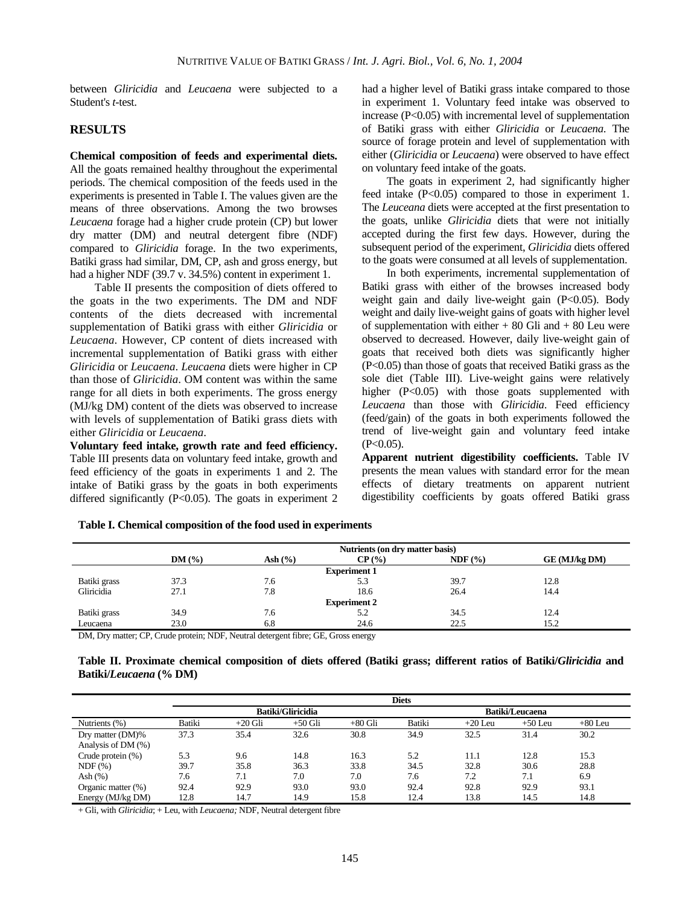between *Gliricidia* and *Leucaena* were subjected to a Student's *t*-test.

## RESULTS

**Chemical composition of feeds and experimental diets.** All the goats remained healthy throughout the experimental periods. The chemical composition of the feeds used in the experiments is presented in Table I. The values given are the means of three observations. Among the two browses *Leucaena* forage had a higher crude protein (CP) but lower dry matter (DM) and neutral detergent fibre (NDF) compared to *Gliricidia* forage. In the two experiments, Batiki grass had similar, DM, CP, ash and gross energy, but had a higher NDF (39.7 v. 34.5%) content in experiment 1.

Table II presents the composition of diets offered to the goats in the two experiments. The DM and NDF contents of the diets decreased with incremental supplementation of Batiki grass with either *Gliricidia* or *Leucaena*. However, CP content of diets increased with incremental supplementation of Batiki grass with either *Gliricidia* or *Leucaena*. *Leucaena* diets were higher in CP than those of *Gliricidia*. OM content was within the same range for all diets in both experiments. The gross energy (MJ/kg DM) content of the diets was observed to increase with levels of supplementation of Batiki grass diets with either *Gliricidia* or *Leucaena*.

**Voluntary feed intake, growth rate and feed efficiency.** Table III presents data on voluntary feed intake, growth and feed efficiency of the goats in experiments 1 and 2. The intake of Batiki grass by the goats in both experiments differed significantly (P<0.05). The goats in experiment 2 had a higher level of Batiki grass intake compared to those in experiment 1. Voluntary feed intake was observed to increase (P<0.05) with incremental level of supplementation of Batiki grass with either *Gliricidia* or *Leucaena*. The source of forage protein and level of supplementation with either (*Gliricidia* or *Leucaena*) were observed to have effect on voluntary feed intake of the goats.

The goats in experiment 2, had significantly higher feed intake (P<0.05) compared to those in experiment 1. The *Leuceana* diets were accepted at the first presentation to the goats, unlike *Gliricidia* diets that were not initially accepted during the first few days. However, during the subsequent period of the experiment, *Gliricidia* diets offered to the goats were consumed at all levels of supplementation.

In both experiments, incremental supplementation of Batiki grass with either of the browses increased body weight gain and daily live-weight gain (P<0.05). Body weight and daily live-weight gains of goats with higher level of supplementation with either + 80 Gli and + 80 Leu were observed to decreased. However, daily live-weight gain of goats that received both diets was significantly higher (P<0.05) than those of goats that received Batiki grass as the sole diet (Table III). Live-weight gains were relatively higher (P<0.05) with those goats supplemented with *Leucaena* than those with *Gliricidia*. Feed efficiency (feed/gain) of the goats in both experiments followed the trend of live-weight gain and voluntary feed intake (P<0.05).

**Apparent nutrient digestibility coefficients.** Table IV presents the mean values with standard error for the mean effects of dietary treatments on apparent nutrient digestibility coefficients by goats offered Batiki grass

**Table I. Chemical composition of the food used in experiments**

| | Nutrients (on dry matter basis) | | | | |
|---|---|---|---|---|---|
| | DM (%) | Ash (%) | CP (%) | NDF (%) | GE (MJ/kg DM) |
| | | | **Experiment 1** | | |
| Batiki grass | 37.3 | 7.6 | 5.3 | 39.7 | 12.8 |
| Gliricidia | 27.1 | 7.8 | 18.6 | 26.4 | 14.4 |
| | | | **Experiment 2** | | |
| Batiki grass | 34.9 | 7.6 | 5.2 | 34.5 | 12.4 |
| Leucaena | 23.0 | 6.8 | 24.6 | 22.5 | 15.2 |

DM, Dry matter; CP, Crude protein; NDF, Neutral detergent fibre; GE, Gross energy

**Table II. Proximate chemical composition of diets offered (Batiki grass; different ratios of Batiki/*Gliricidia* and Batiki/*Leucaena* (% DM)**

| | Diets | | | | | | | |
|---|---|---|---|---|---|---|---|---|
| | Batiki/Gliricidia | | | | Batiki/Leucaena | | | |
| Nutrients (%) | Batiki | +20 Gli | +50 Gli | +80 Gli | Batiki | +20 Leu | +50 Leu | +80 Leu |
| Dry matter (DM)% | 37.3 | 35.4 | 32.6 | 30.8 | 34.9 | 32.5 | 31.4 | 30.2 |
| Analysis of DM (%) | | | | | | | | |
| Crude protein (%) | 5.3 | 9.6 | 14.8 | 16.3 | 5.2 | 11.1 | 12.8 | 15.3 |
| NDF (%) | 39.7 | 35.8 | 36.3 | 33.8 | 34.5 | 32.8 | 30.6 | 28.8 |
| Ash (%) | 7.6 | 7.1 | 7.0 | 7.0 | 7.6 | 7.2 | 7.1 | 6.9 |
| Organic matter (%) | 92.4 | 92.9 | 93.0 | 93.0 | 92.4 | 92.8 | 92.9 | 93.1 |
| Energy (MJ/kg DM) | 12.8 | 14.7 | 14.9 | 15.8 | 12.4 | 13.8 | 14.5 | 14.8 |

+ Gli, with *Gliricidia*; + Leu, with *Leucaena;* NDF, Neutral detergent fibre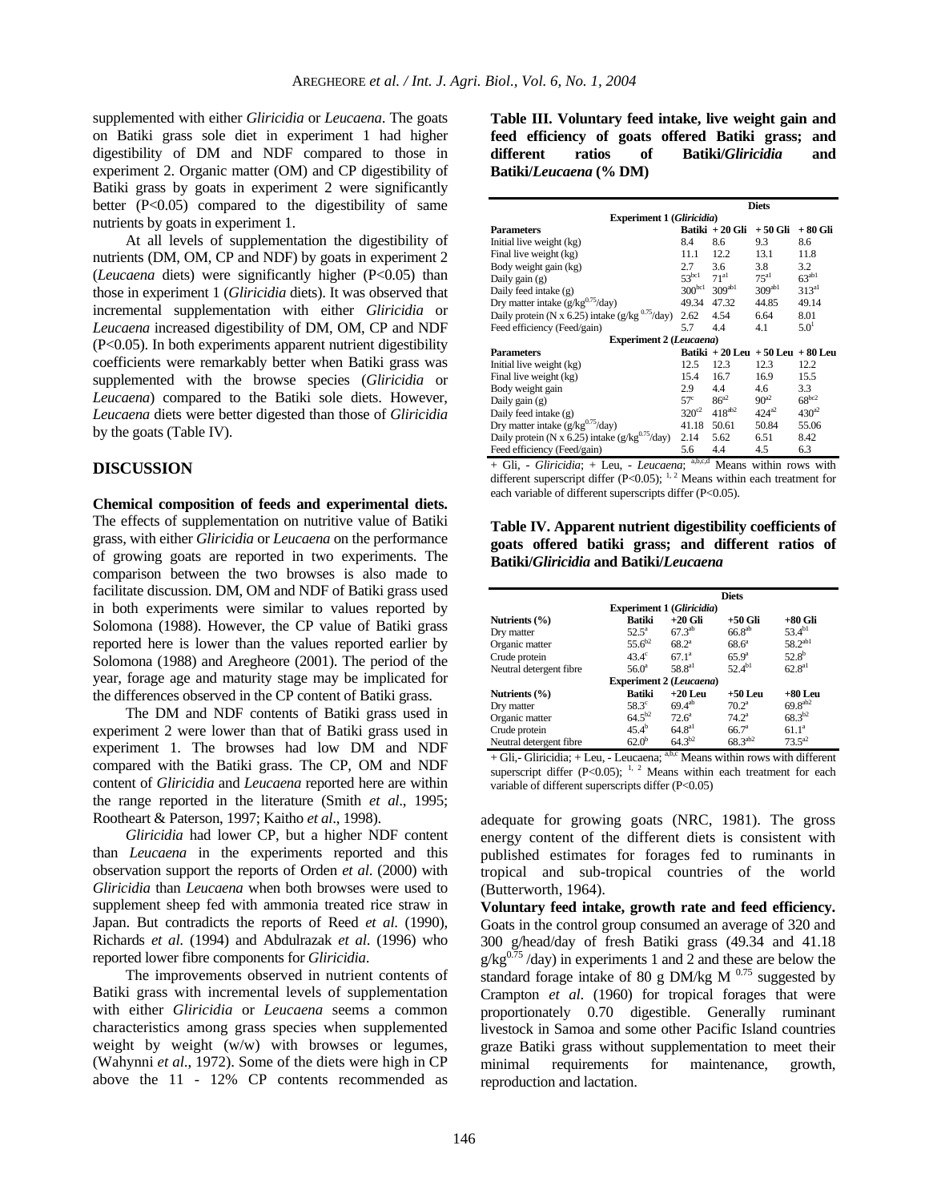supplemented with either *Gliricidia* or *Leucaena*. The goats on Batiki grass sole diet in experiment 1 had higher digestibility of DM and NDF compared to those in experiment 2. Organic matter (OM) and CP digestibility of Batiki grass by goats in experiment 2 were significantly better ($P<0.05$) compared to the digestibility of same nutrients by goats in experiment 1.

At all levels of supplementation the digestibility of nutrients (DM, OM, CP and NDF) by goats in experiment 2 (*Leucaena* diets) were significantly higher ($P<0.05$) than those in experiment 1 (*Gliricidia* diets). It was observed that incremental supplementation with either *Gliricidia* or *Leucaena* increased digestibility of DM, OM, CP and NDF ($P<0.05$). In both experiments apparent nutrient digestibility coefficients were remarkably better when Batiki grass was supplemented with the browse species (*Gliricidia* or *Leucaena*) compared to the Batiki sole diets. However, *Leucaena* diets were better digested than those of *Gliricidia* by the goats (Table IV).

## DISCUSSION

**Chemical composition of feeds and experimental diets.** The effects of supplementation on nutritive value of Batiki grass, with either *Gliricidia* or *Leucaena* on the performance of growing goats are reported in two experiments. The comparison between the two browses is also made to facilitate discussion. DM, OM and NDF of Batiki grass used in both experiments were similar to values reported by Solomona (1988). However, the CP value of Batiki grass reported here is lower than the values reported earlier by Solomona (1988) and Aregheore (2001). The period of the year, forage age and maturity stage may be implicated for the differences observed in the CP content of Batiki grass.

The DM and NDF contents of Batiki grass used in experiment 2 were lower than that of Batiki grass used in experiment 1. The browses had low DM and NDF compared with the Batiki grass. The CP, OM and NDF content of *Gliricidia* and *Leucaena* reported here are within the range reported in the literature (Smith *et al*., 1995; Rootheart & Paterson, 1997; Kaitho *et al*., 1998).

*Gliricidia* had lower CP, but a higher NDF content than *Leucaena* in the experiments reported and this observation support the reports of Orden *et al*. (2000) with *Gliricidia* than *Leucaena* when both browses were used to supplement sheep fed with ammonia treated rice straw in Japan. But contradicts the reports of Reed *et al*. (1990), Richards *et al*. (1994) and Abdulrazak *et al*. (1996) who reported lower fibre components for *Gliricidia*.

The improvements observed in nutrient contents of Batiki grass with incremental levels of supplementation with either *Gliricidia* or *Leucaena* seems a common characteristics among grass species when supplemented weight by weight (w/w) with browses or legumes, (Wahynni *et al*., 1972). Some of the diets were high in CP above the 11 - 12% CP contents recommended as adequate for growing goats (NRC, 1981). The gross energy content of the different diets is consistent with published estimates for forages fed to ruminants in tropical and sub-tropical countries of the world (Butterworth, 1964).

**Voluntary feed intake, growth rate and feed efficiency.** Goats in the control group consumed an average of 320 and 300 g/head/day of fresh Batiki grass (49.34 and 41.18 $g/kg^{0.75}$ /day) in experiments 1 and 2 and these are below the standard forage intake of 80 g DM/kg $M^{0.75}$ suggested by Crampton *et al*. (1960) for tropical forages that were proportionately 0.70 digestible. Generally ruminant livestock in Samoa and some other Pacific Island countries graze Batiki grass without supplementation to meet their minimal requirements for maintenance, growth, reproduction and lactation.

**Table III. Voluntary feed intake, live weight gain and feed efficiency of goats offered Batiki grass; and different ratios of Batiki/*Gliricidia* and Batiki/*Leucaena* (% DM)**

| | Diets | | | |
|---|---|---|---|---|
| **Experiment 1 (*Gliricidia*)** | | | | |
| **Parameters** | **Batiki** | **+ 20 Gli** | **+ 50 Gli** | **+ 80 Gli** |
| Initial live weight (kg) | 8.4 | 8.6 | 9.3 | 8.6 |
| Final live weight (kg) | 11.1 | 12.2 | 13.1 | 11.8 |
| Body weight gain (kg) | 2.7 | 3.6 | 3.8 | 3.2 |
| Daily gain (g) | 53[bc1] | 71[a1] | 75[a1] | 63[ab1] |
| Daily feed intake (g) | 300[bc1] | 309[ab1] | 309[ab1] | 313[a1] |
| Dry matter intake ($g/kg^{0.75}$/day) | 49.34 | 47.32 | 44.85 | 49.14 |
| Daily protein (N x 6.25) intake ($g/kg^{0.75}$/day) | 2.62 | 4.54 | 6.64 | 8.01 |
| Feed efficiency (Feed/gain) | 5.7 | 4.4 | 4.1 | 5.0[1] |
| **Experiment 2 (*Leucaena*)** | | | | |
| **Parameters** | **Batiki** | **+ 20 Leu** | **+ 50 Leu** | **+ 80 Leu** |
| Initial live weight (kg) | 12.5 | 12.3 | 12.3 | 12.2 |
| Final live weight (kg) | 15.4 | 16.7 | 16.9 | 15.5 |
| Body weight gain | 2.9 | 4.4 | 4.6 | 3.3 |
| Daily gain (g) | 57[c] | 86[a2] | 90[a2] | 68[bc2] |
| Daily feed intake (g) | 320[c2] | 418[ab2] | 424[a2] | 430[a2] |
| Dry matter intake ($g/kg^{0.75}$/day) | 41.18 | 50.61 | 50.84 | 55.06 |
| Daily protein (N x 6.25) intake ($g/kg^{0.75}$/day) | 2.14 | 5.62 | 6.51 | 8.42 |
| Feed efficiency (Feed/gain) | 5.6 | 4.4 | 4.5 | 6.3 |

+ Gli, - *Gliricidia*; + Leu, - *Leucaena*; [a,b,c,d] Means within rows with different superscript differ ($P<0.05$); [1, 2] Means within each treatment for each variable of different superscripts differ ($P<0.05$).

**Table IV. Apparent nutrient digestibility coefficients of goats offered batiki grass; and different ratios of Batiki/*Gliricidia* and Batiki/*Leucaena***

| | Diets | | | |
|---|---|---|---|---|
| **Experiment 1 (*Gliricidia*)** | | | | |
| **Nutrients (%)** | **Batiki** | **+20 Gli** | **+50 Gli** | **+80 Gli** |
| Dry matter | 52.5[a] | 67.3[ab] | 66.8[ab] | 53.4[b1] |
| Organic matter | 55.6[b2] | 68.2[a] | 68.6[a] | 58.2[ab1] |
| Crude protein | 43.4[c] | 67.1[a] | 65.9[a] | 52.8[b] |
| Neutral detergent fibre | 56.0[a] | 58.8[a1] | 52.4[b1] | 62.8[a1] |
| **Experiment 2 (*Leucaena*)** | | | | |
| **Nutrients (%)** | **Batiki** | **+20 Leu** | **+50 Leu** | **+80 Leu** |
| Dry matter | 58.3[c] | 69.4[ab] | 70.2[a] | 69.8[ab2] |
| Organic matter | 64.5[b2] | 72.6[a] | 74.2[a] | 68.3[b2] |
| Crude protein | 45.4[b] | 64.8[a1] | 66.7[a] | 61.1[a] |
| Neutral detergent fibre | 62.0[b] | 64.3[b2] | 68.3[ab2] | 73.5[a2] |

+ Gli,- Gliricidia; + Leu, - Leucaena; [a,b,c] Means within rows with different superscript differ ($P<0.05$); [1, 2] Means within each treatment for each variable of different superscripts differ ($P<0.05$)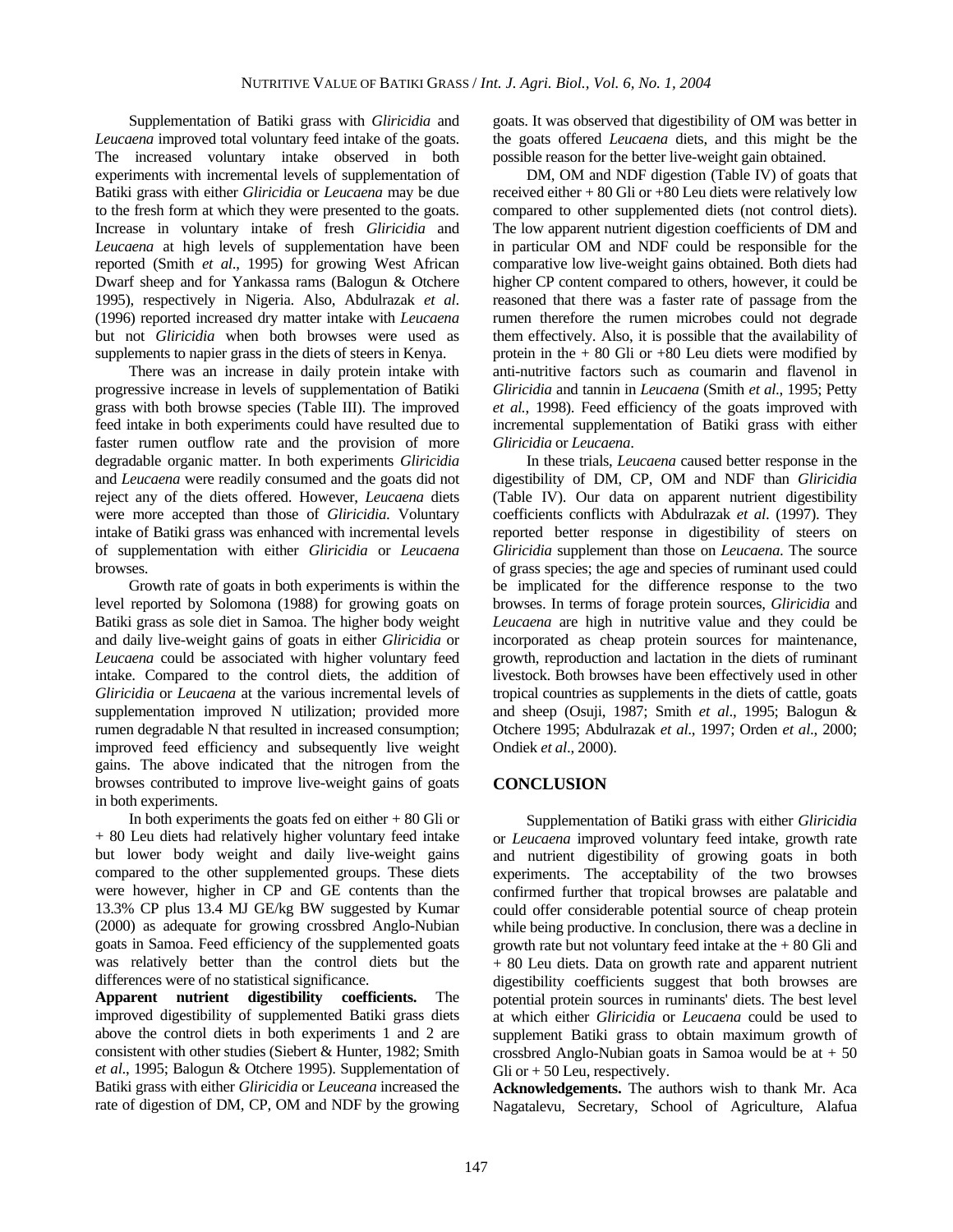Supplementation of Batiki grass with *Gliricidia* and *Leucaena* improved total voluntary feed intake of the goats. The increased voluntary intake observed in both experiments with incremental levels of supplementation of Batiki grass with either *Gliricidia* or *Leucaena* may be due to the fresh form at which they were presented to the goats. Increase in voluntary intake of fresh *Gliricidia* and *Leucaena* at high levels of supplementation have been reported (Smith *et al*., 1995) for growing West African Dwarf sheep and for Yankassa rams (Balogun & Otchere 1995), respectively in Nigeria. Also, Abdulrazak *et al*. (1996) reported increased dry matter intake with *Leucaena* but not *Gliricidia* when both browses were used as supplements to napier grass in the diets of steers in Kenya.

There was an increase in daily protein intake with progressive increase in levels of supplementation of Batiki grass with both browse species (Table III). The improved feed intake in both experiments could have resulted due to faster rumen outflow rate and the provision of more degradable organic matter. In both experiments *Gliricidia* and *Leucaena* were readily consumed and the goats did not reject any of the diets offered. However, *Leucaena* diets were more accepted than those of *Gliricidia*. Voluntary intake of Batiki grass was enhanced with incremental levels of supplementation with either *Gliricidia* or *Leucaena* browses.

Growth rate of goats in both experiments is within the level reported by Solomona (1988) for growing goats on Batiki grass as sole diet in Samoa. The higher body weight and daily live-weight gains of goats in either *Gliricidia* or *Leucaena* could be associated with higher voluntary feed intake. Compared to the control diets, the addition of *Gliricidia* or *Leucaena* at the various incremental levels of supplementation improved N utilization; provided more rumen degradable N that resulted in increased consumption; improved feed efficiency and subsequently live weight gains. The above indicated that the nitrogen from the browses contributed to improve live-weight gains of goats in both experiments.

In both experiments the goats fed on either + 80 Gli or + 80 Leu diets had relatively higher voluntary feed intake but lower body weight and daily live-weight gains compared to the other supplemented groups. These diets were however, higher in CP and GE contents than the 13.3% CP plus 13.4 MJ GE/kg BW suggested by Kumar (2000) as adequate for growing crossbred Anglo-Nubian goats in Samoa. Feed efficiency of the supplemented goats was relatively better than the control diets but the differences were of no statistical significance.

**Apparent nutrient digestibility coefficients.** The improved digestibility of supplemented Batiki grass diets above the control diets in both experiments 1 and 2 are consistent with other studies (Siebert & Hunter, 1982; Smith *et al*., 1995; Balogun & Otchere 1995). Supplementation of Batiki grass with either *Gliricidia* or *Leuceana* increased the rate of digestion of DM, CP, OM and NDF by the growing goats. It was observed that digestibility of OM was better in the goats offered *Leucaena* diets, and this might be the possible reason for the better live-weight gain obtained.

DM, OM and NDF digestion (Table IV) of goats that received either + 80 Gli or +80 Leu diets were relatively low compared to other supplemented diets (not control diets). The low apparent nutrient digestion coefficients of DM and in particular OM and NDF could be responsible for the comparative low live-weight gains obtained. Both diets had higher CP content compared to others, however, it could be reasoned that there was a faster rate of passage from the rumen therefore the rumen microbes could not degrade them effectively. Also, it is possible that the availability of protein in the + 80 Gli or +80 Leu diets were modified by anti-nutritive factors such as coumarin and flavenol in *Gliricidia* and tannin in *Leucaena* (Smith *et al*., 1995; Petty *et al.*, 1998). Feed efficiency of the goats improved with incremental supplementation of Batiki grass with either *Gliricidia* or *Leucaena*.

In these trials, *Leucaena* caused better response in the digestibility of DM, CP, OM and NDF than *Gliricidia* (Table IV). Our data on apparent nutrient digestibility coefficients conflicts with Abdulrazak *et al*. (1997). They reported better response in digestibility of steers on *Gliricidia* supplement than those on *Leucaena*. The source of grass species; the age and species of ruminant used could be implicated for the difference response to the two browses. In terms of forage protein sources, *Gliricidia* and *Leucaena* are high in nutritive value and they could be incorporated as cheap protein sources for maintenance, growth, reproduction and lactation in the diets of ruminant livestock. Both browses have been effectively used in other tropical countries as supplements in the diets of cattle, goats and sheep (Osuji, 1987; Smith *et al*., 1995; Balogun & Otchere 1995; Abdulrazak *et al*., 1997; Orden *et al*., 2000; Ondiek *et al*., 2000).

## CONCLUSION

Supplementation of Batiki grass with either *Gliricidia* or *Leucaena* improved voluntary feed intake, growth rate and nutrient digestibility of growing goats in both experiments. The acceptability of the two browses confirmed further that tropical browses are palatable and could offer considerable potential source of cheap protein while being productive. In conclusion, there was a decline in growth rate but not voluntary feed intake at the + 80 Gli and + 80 Leu diets. Data on growth rate and apparent nutrient digestibility coefficients suggest that both browses are potential protein sources in ruminants' diets. The best level at which either *Gliricidia* or *Leucaena* could be used to supplement Batiki grass to obtain maximum growth of crossbred Anglo-Nubian goats in Samoa would be at + 50 Gli or + 50 Leu, respectively.

**Acknowledgements.** The authors wish to thank Mr. Aca Nagatalevu, Secretary, School of Agriculture, Alafua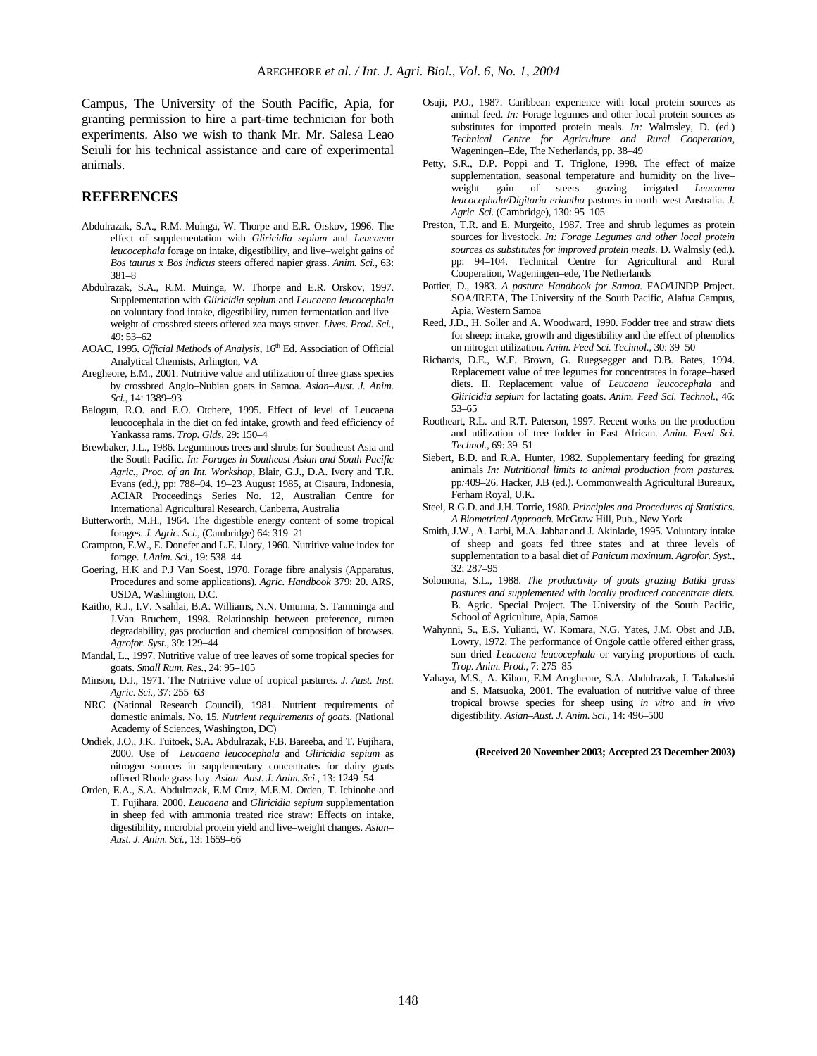Campus, The University of the South Pacific, Apia, for granting permission to hire a part-time technician for both experiments. Also we wish to thank Mr. Mr. Salesa Leao Seiuli for his technical assistance and care of experimental animals.

## REFERENCES

Abdulrazak, S.A., R.M. Muinga, W. Thorpe and E.R. Orskov, 1996. The effect of supplementation with *Gliricidia sepium* and *Leucaena leucocephala* forage on intake, digestibility, and live–weight gains of *Bos taurus* x *Bos indicus* steers offered napier grass. *Anim. Sci.*, 63: 381–8

Abdulrazak, S.A., R.M. Muinga, W. Thorpe and E.R. Orskov, 1997. Supplementation with *Gliricidia sepium* and *Leucaena leucocephala* on voluntary food intake, digestibility, rumen fermentation and live–weight of crossbred steers offered zea mays stover. *Lives. Prod. Sci.*, 49: 53–62

AOAC, 1995. *Official Methods of Analysis*, 16th Ed. Association of Official Analytical Chemists, Arlington, VA

Aregheore, E.M., 2001. Nutritive value and utilization of three grass species by crossbred Anglo–Nubian goats in Samoa. *Asian–Aust. J. Anim. Sci.*, 14: 1389–93

Balogun, R.O. and E.O. Otchere, 1995. Effect of level of Leucaena leucocephala in the diet on fed intake, growth and feed efficiency of Yankassa rams. *Trop. Glds*, 29: 150–4

Brewbaker, J.L., 1986. Leguminous trees and shrubs for Southeast Asia and the South Pacific. *In: Forages in Southeast Asian and South Pacific Agric., Proc. of an Int. Workshop*, Blair, G.J., D.A. Ivory and T.R. Evans (ed.), pp: 788–94. 19–23 August 1985, at Cisaura, Indonesia, ACIAR Proceedings Series No. 12, Australian Centre for International Agricultural Research, Canberra, Australia

Butterworth, M.H., 1964. The digestible energy content of some tropical forages. *J. Agric. Sci.*, (Cambridge) 64: 319–21

Crampton, E.W., E. Donefer and E. Llory, 1960. Nutritive value index for forage. *J.Anim. Sci.*, 19: 538–44

Goering, H.K and P.J Van Soest, 1970. Forage fibre analysis (Apparatus, Procedures and some applications). *Agric. Handbook* 379: 20. ARS, USDA, Washington, D.C.

Kaitho, R.J., I.V. Nsahlai, B.A. Williams, N.N. Umunna, S. Tamminga and J.Van Bruchem, 1998. Relationship between preference, rumen degradability, gas production and chemical composition of browses. *Agrofor. Syst.*, 39: 129–44

Mandal, L., 1997. Nutritive value of tree leaves of some tropical species for goats. *Small Rum. Res.*, 24: 95–105

Minson, D.J., 1971. The Nutritive value of tropical pastures. *J. Aust. Inst. Agric. Sci.*, 37: 255–63

NRC (National Research Council), 1981. Nutrient requirements of domestic animals. No. 15. *Nutrient requirements of goats*. (National Academy of Sciences, Washington, DC)

Ondiek, J.O., J.K. Tuitoek, S.A. Abdulrazak, F.B. Bareeba, and T. Fujihara, 2000. Use of *Leucaena leucocephala* and *Gliricidia sepium* as nitrogen sources in supplementary concentrates for dairy goats offered Rhode grass hay. *Asian–Aust. J. Anim. Sci.*, 13: 1249–54

Orden, E.A., S.A. Abdulrazak, E.M Cruz, M.E.M. Orden, T. Ichinohe and T. Fujihara, 2000. *Leucaena* and *Gliricidia sepium* supplementation in sheep fed with ammonia treated rice straw: Effects on intake, digestibility, microbial protein yield and live–weight changes. *Asian–Aust. J. Anim. Sci.*, 13: 1659–66

Osuji, P.O., 1987. Caribbean experience with local protein sources as animal feed. *In:* Forage legumes and other local protein sources as substitutes for imported protein meals. *In:* Walmsley, D. (ed.) *Technical Centre for Agriculture and Rural Cooperation*, Wageningen–Ede, The Netherlands, pp. 38–49

Petty, S.R., D.P. Poppi and T. Triglone, 1998. The effect of maize supplementation, seasonal temperature and humidity on the live–weight gain of steers grazing irrigated *Leucaena leucocephala/Digitaria eriantha* pastures in north–west Australia. *J. Agric. Sci.* (Cambridge), 130: 95–105

Preston, T.R. and E. Murgeito, 1987. Tree and shrub legumes as protein sources for livestock. *In: Forage Legumes and other local protein sources as substitutes for improved protein meals.* D. Walmsly (ed.). pp: 94–104. Technical Centre for Agricultural and Rural Cooperation, Wageningen–ede, The Netherlands

Pottier, D., 1983. *A pasture Handbook for Samoa*. FAO/UNDP Project. SOA/IRETA, The University of the South Pacific, Alafua Campus, Apia, Western Samoa

Reed, J.D., H. Soller and A. Woodward, 1990. Fodder tree and straw diets for sheep: intake, growth and digestibility and the effect of phenolics on nitrogen utilization. *Anim. Feed Sci. Technol.*, 30: 39–50

Richards, D.E., W.F. Brown, G. Ruegsegger and D.B. Bates, 1994. Replacement value of tree legumes for concentrates in forage–based diets. II. Replacement value of *Leucaena leucocephala* and *Gliricidia sepium* for lactating goats. *Anim. Feed Sci. Technol.*, 46: 53–65

Rootheart, R.L. and R.T. Paterson, 1997. Recent works on the production and utilization of tree fodder in East African. *Anim. Feed Sci. Technol.*, 69: 39–51

Siebert, B.D. and R.A. Hunter, 1982. Supplementary feeding for grazing animals *In: Nutritional limits to animal production from pastures.* pp:409–26. Hacker, J.B (ed.). Commonwealth Agricultural Bureaux, Ferham Royal, U.K.

Steel, R.G.D. and J.H. Torrie, 1980. *Principles and Procedures of Statistics. A Biometrical Approach.* McGraw Hill, Pub., New York

Smith, J.W., A. Larbi, M.A. Jabbar and J. Akinlade, 1995. Voluntary intake of sheep and goats fed three states and at three levels of supplementation to a basal diet of *Panicum maximum*. *Agrofor. Syst.*, 32: 287–95

Solomona, S.L., 1988. *The productivity of goats grazing Batiki grass pastures and supplemented with locally produced concentrate diets.* B. Agric. Special Project. The University of the South Pacific, School of Agriculture, Apia, Samoa

Wahynni, S., E.S. Yulianti, W. Komara, N.G. Yates, J.M. Obst and J.B. Lowry, 1972. The performance of Ongole cattle offered either grass, sun–dried *Leucaena leucocephala* or varying proportions of each. *Trop. Anim. Prod.*, 7: 275–85

Yahaya, M.S., A. Kibon, E.M Aregheore, S.A. Abdulrazak, J. Takahashi and S. Matsuoka, 2001. The evaluation of nutritive value of three tropical browse species for sheep using *in vitro* and *in vivo* digestibility. *Asian–Aust. J. Anim. Sci.*, 14: 496–500

**(Received 20 November 2003; Accepted 23 December 2003)**